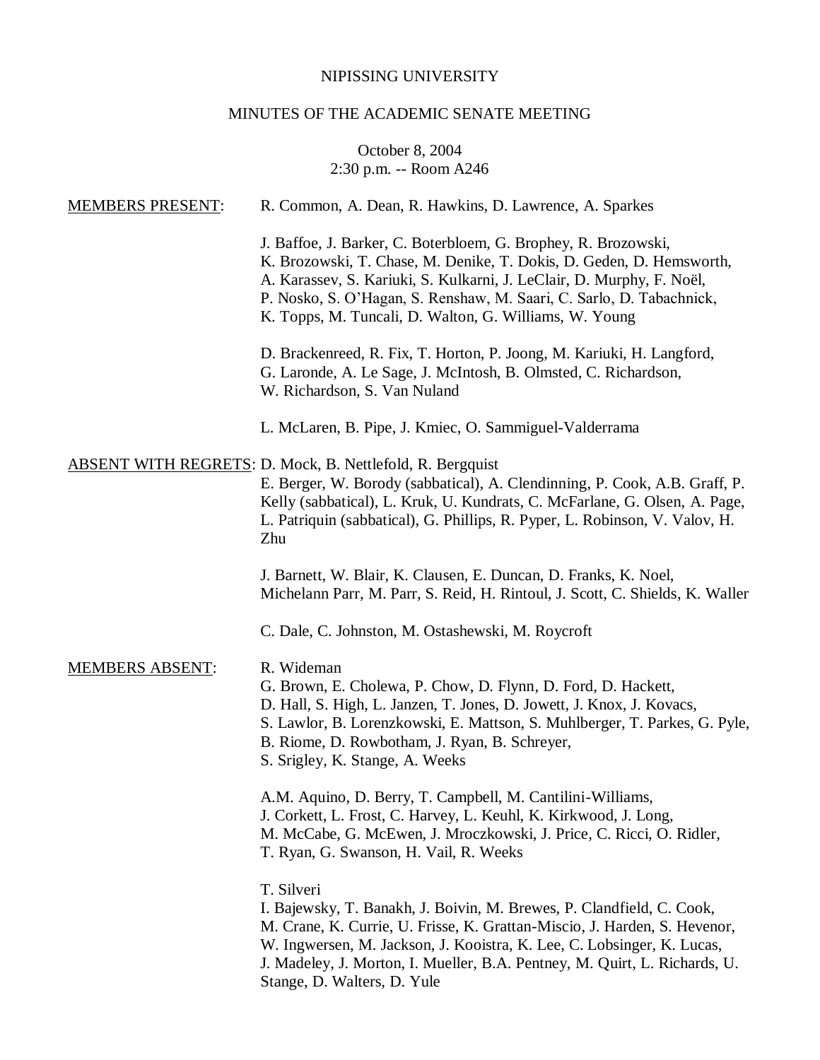NIPISSING UNIVERSITY

MINUTES OF THE ACADEMIC SENATE MEETING

October 8, 2004
2:30 p.m. -- Room A246

<u>MEMBERS PRESENT</u>: R. Common, A. Dean, R. Hawkins, D. Lawrence, A. Sparkes

J. Baffoe, J. Barker, C. Boterbloem, G. Brophey, R. Brozowski, K. Brozowski, T. Chase, M. Denike, T. Dokis, D. Geden, D. Hemsworth, A. Karassev, S. Kariuki, S. Kulkarni, J. LeClair, D. Murphy, F. Noël, P. Nosko, S. O'Hagan, S. Renshaw, M. Saari, C. Sarlo, D. Tabachnick, K. Topps, M. Tuncali, D. Walton, G. Williams, W. Young

D. Brackenreed, R. Fix, T. Horton, P. Joong, M. Kariuki, H. Langford, G. Laronde, A. Le Sage, J. McIntosh, B. Olmsted, C. Richardson, W. Richardson, S. Van Nuland

L. McLaren, B. Pipe, J. Kmiec, O. Sammiguel-Valderrama

<u>ABSENT WITH REGRETS</u>: D. Mock, B. Nettlefold, R. Bergquist

E. Berger, W. Borody (sabbatical), A. Clendinning, P. Cook, A.B. Graff, P. Kelly (sabbatical), L. Kruk, U. Kundrats, C. McFarlane, G. Olsen, A. Page, L. Patriquin (sabbatical), G. Phillips, R. Pyper, L. Robinson, V. Valov, H. Zhu

J. Barnett, W. Blair, K. Clausen, E. Duncan, D. Franks, K. Noel, Michelann Parr, M. Parr, S. Reid, H. Rintoul, J. Scott, C. Shields, K. Waller

C. Dale, C. Johnston, M. Ostashewski, M. Roycroft

<u>MEMBERS ABSENT</u>: R. Wideman

G. Brown, E. Cholewa, P. Chow, D. Flynn, D. Ford, D. Hackett, D. Hall, S. High, L. Janzen, T. Jones, D. Jowett, J. Knox, J. Kovacs, S. Lawlor, B. Lorenzkowski, E. Mattson, S. Muhlberger, T. Parkes, G. Pyle, B. Riome, D. Rowbotham, J. Ryan, B. Schreyer, S. Srigley, K. Stange, A. Weeks

A.M. Aquino, D. Berry, T. Campbell, M. Cantilini-Williams, J. Corkett, L. Frost, C. Harvey, L. Keuhl, K. Kirkwood, J. Long, M. McCabe, G. McEwen, J. Mroczkowski, J. Price, C. Ricci, O. Ridler, T. Ryan, G. Swanson, H. Vail, R. Weeks

T. Silveri

I. Bajewsky, T. Banakh, J. Boivin, M. Brewes, P. Clandfield, C. Cook, M. Crane, K. Currie, U. Frisse, K. Grattan-Miscio, J. Harden, S. Hevenor, W. Ingwersen, M. Jackson, J. Kooistra, K. Lee, C. Lobsinger, K. Lucas, J. Madeley, J. Morton, I. Mueller, B.A. Pentney, M. Quirt, L. Richards, U. Stange, D. Walters, D. Yule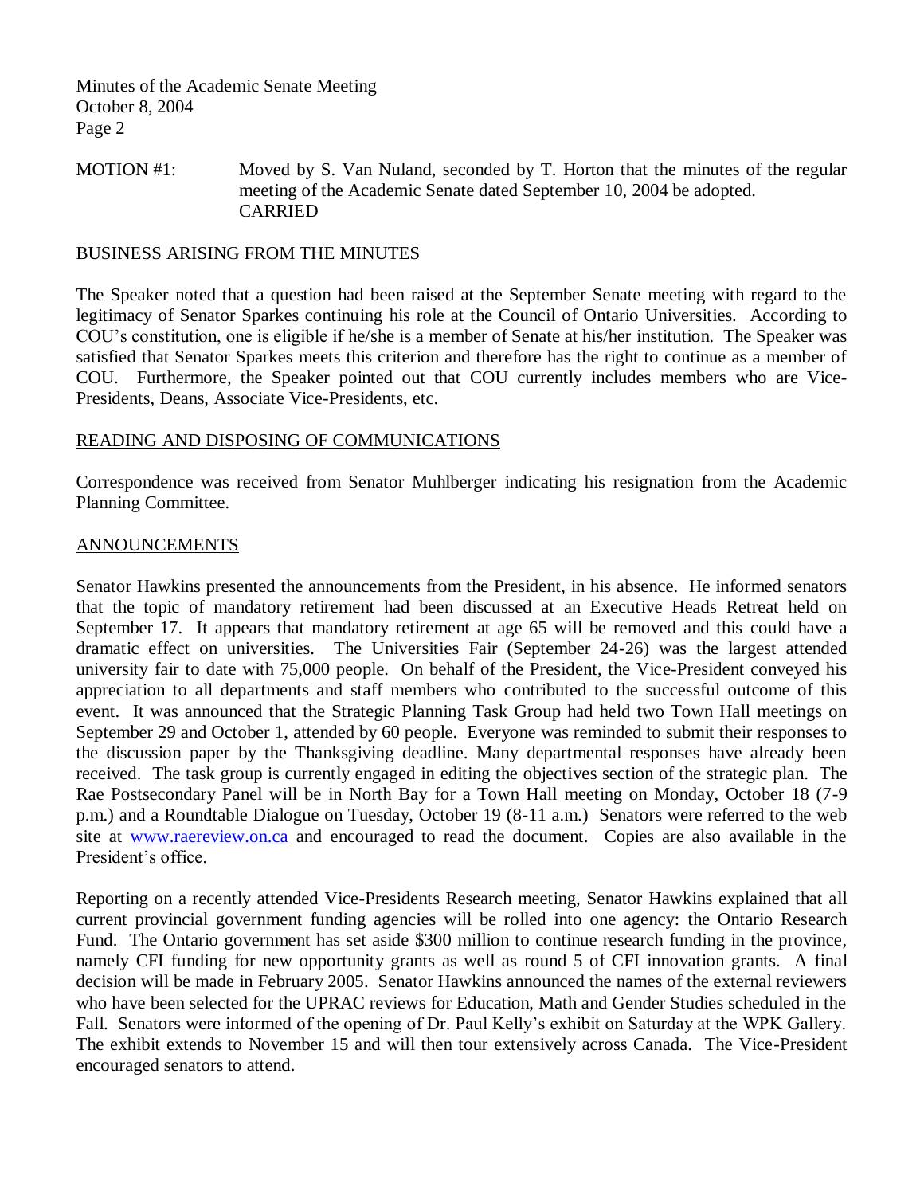MOTION #1: Moved by S. Van Nuland, seconded by T. Horton that the minutes of the regular meeting of the Academic Senate dated September 10, 2004 be adopted.
CARRIED

## BUSINESS ARISING FROM THE MINUTES

The Speaker noted that a question had been raised at the September Senate meeting with regard to the legitimacy of Senator Sparkes continuing his role at the Council of Ontario Universities. According to COU's constitution, one is eligible if he/she is a member of Senate at his/her institution. The Speaker was satisfied that Senator Sparkes meets this criterion and therefore has the right to continue as a member of COU. Furthermore, the Speaker pointed out that COU currently includes members who are Vice-Presidents, Deans, Associate Vice-Presidents, etc.

## READING AND DISPOSING OF COMMUNICATIONS

Correspondence was received from Senator Muhlberger indicating his resignation from the Academic Planning Committee.

## ANNOUNCEMENTS

Senator Hawkins presented the announcements from the President, in his absence. He informed senators that the topic of mandatory retirement had been discussed at an Executive Heads Retreat held on September 17. It appears that mandatory retirement at age 65 will be removed and this could have a dramatic effect on universities. The Universities Fair (September 24-26) was the largest attended university fair to date with 75,000 people. On behalf of the President, the Vice-President conveyed his appreciation to all departments and staff members who contributed to the successful outcome of this event. It was announced that the Strategic Planning Task Group had held two Town Hall meetings on September 29 and October 1, attended by 60 people. Everyone was reminded to submit their responses to the discussion paper by the Thanksgiving deadline. Many departmental responses have already been received. The task group is currently engaged in editing the objectives section of the strategic plan. The Rae Postsecondary Panel will be in North Bay for a Town Hall meeting on Monday, October 18 (7-9 p.m.) and a Roundtable Dialogue on Tuesday, October 19 (8-11 a.m.) Senators were referred to the web site at [www.raereview.on.ca](http://www.raereview.on.ca) and encouraged to read the document. Copies are also available in the President's office.

Reporting on a recently attended Vice-Presidents Research meeting, Senator Hawkins explained that all current provincial government funding agencies will be rolled into one agency: the Ontario Research Fund. The Ontario government has set aside $300 million to continue research funding in the province, namely CFI funding for new opportunity grants as well as round 5 of CFI innovation grants. A final decision will be made in February 2005. Senator Hawkins announced the names of the external reviewers who have been selected for the UPRAC reviews for Education, Math and Gender Studies scheduled in the Fall. Senators were informed of the opening of Dr. Paul Kelly's exhibit on Saturday at the WPK Gallery. The exhibit extends to November 15 and will then tour extensively across Canada. The Vice-President encouraged senators to attend.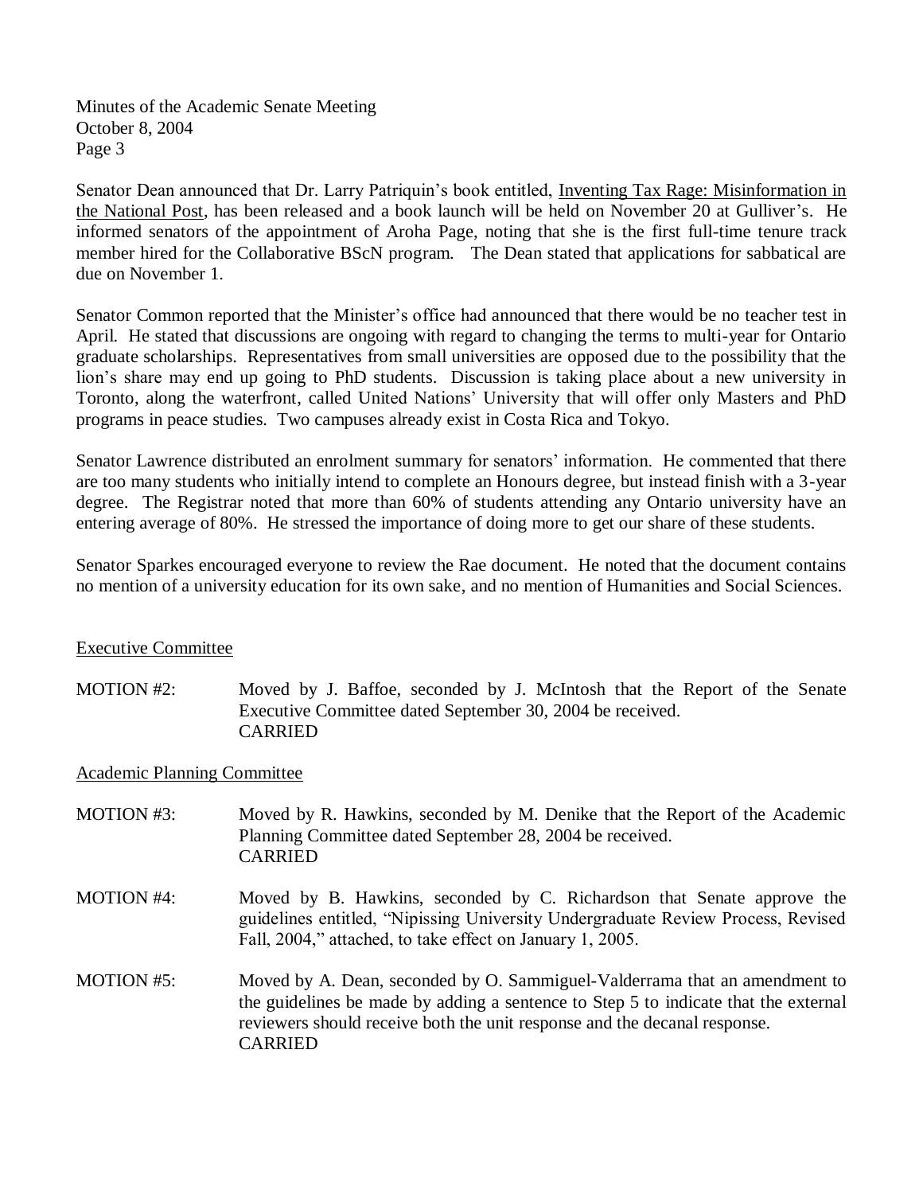Senator Dean announced that Dr. Larry Patriquin's book entitled, Inventing Tax Rage: Misinformation in the National Post, has been released and a book launch will be held on November 20 at Gulliver's. He informed senators of the appointment of Aroha Page, noting that she is the first full-time tenure track member hired for the Collaborative BScN program. The Dean stated that applications for sabbatical are due on November 1.

Senator Common reported that the Minister's office had announced that there would be no teacher test in April. He stated that discussions are ongoing with regard to changing the terms to multi-year for Ontario graduate scholarships. Representatives from small universities are opposed due to the possibility that the lion's share may end up going to PhD students. Discussion is taking place about a new university in Toronto, along the waterfront, called United Nations' University that will offer only Masters and PhD programs in peace studies. Two campuses already exist in Costa Rica and Tokyo.

Senator Lawrence distributed an enrolment summary for senators' information. He commented that there are too many students who initially intend to complete an Honours degree, but instead finish with a 3-year degree. The Registrar noted that more than 60% of students attending any Ontario university have an entering average of 80%. He stressed the importance of doing more to get our share of these students.

Senator Sparkes encouraged everyone to review the Rae document. He noted that the document contains no mention of a university education for its own sake, and no mention of Humanities and Social Sciences.

## Executive Committee

MOTION #2: Moved by J. Baffoe, seconded by J. McIntosh that the Report of the Senate Executive Committee dated September 30, 2004 be received.
CARRIED

## Academic Planning Committee

MOTION #3: Moved by R. Hawkins, seconded by M. Denike that the Report of the Academic Planning Committee dated September 28, 2004 be received.
CARRIED

MOTION #4: Moved by B. Hawkins, seconded by C. Richardson that Senate approve the guidelines entitled, "Nipissing University Undergraduate Review Process, Revised Fall, 2004," attached, to take effect on January 1, 2005.

MOTION #5: Moved by A. Dean, seconded by O. Sammiguel-Valderrama that an amendment to the guidelines be made by adding a sentence to Step 5 to indicate that the external reviewers should receive both the unit response and the decanal response.
CARRIED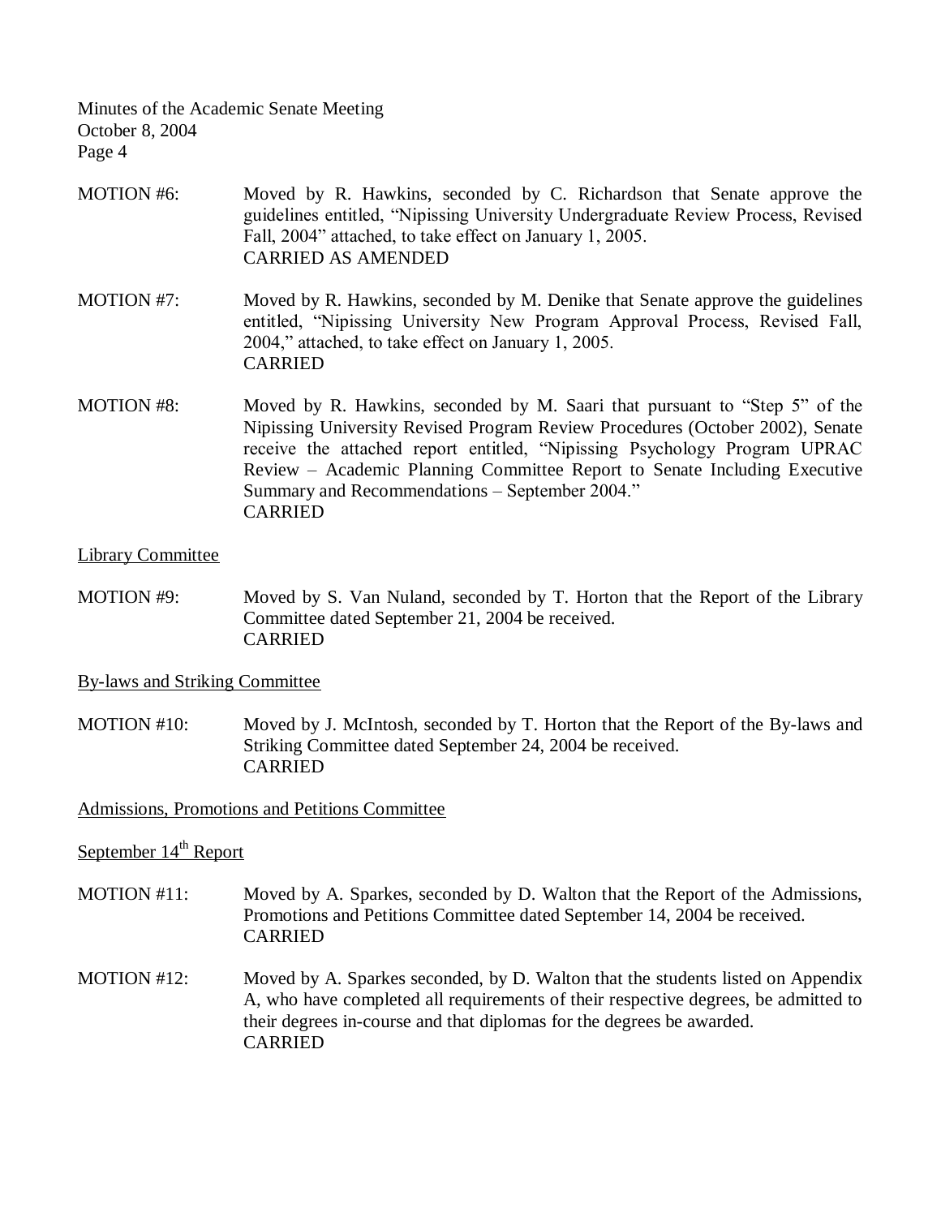MOTION #6: Moved by R. Hawkins, seconded by C. Richardson that Senate approve the guidelines entitled, "Nipissing University Undergraduate Review Process, Revised Fall, 2004" attached, to take effect on January 1, 2005.
CARRIED AS AMENDED

MOTION #7: Moved by R. Hawkins, seconded by M. Denike that Senate approve the guidelines entitled, "Nipissing University New Program Approval Process, Revised Fall, 2004," attached, to take effect on January 1, 2005.
CARRIED

MOTION #8: Moved by R. Hawkins, seconded by M. Saari that pursuant to "Step 5" of the Nipissing University Revised Program Review Procedures (October 2002), Senate receive the attached report entitled, "Nipissing Psychology Program UPRAC Review – Academic Planning Committee Report to Senate Including Executive Summary and Recommendations – September 2004."
CARRIED

Library Committee

MOTION #9: Moved by S. Van Nuland, seconded by T. Horton that the Report of the Library Committee dated September 21, 2004 be received.
CARRIED

By-laws and Striking Committee

MOTION #10: Moved by J. McIntosh, seconded by T. Horton that the Report of the By-laws and Striking Committee dated September 24, 2004 be received.
CARRIED

Admissions, Promotions and Petitions Committee

September 14th Report

MOTION #11: Moved by A. Sparkes, seconded by D. Walton that the Report of the Admissions, Promotions and Petitions Committee dated September 14, 2004 be received.
CARRIED

MOTION #12: Moved by A. Sparkes seconded, by D. Walton that the students listed on Appendix A, who have completed all requirements of their respective degrees, be admitted to their degrees in-course and that diplomas for the degrees be awarded.
CARRIED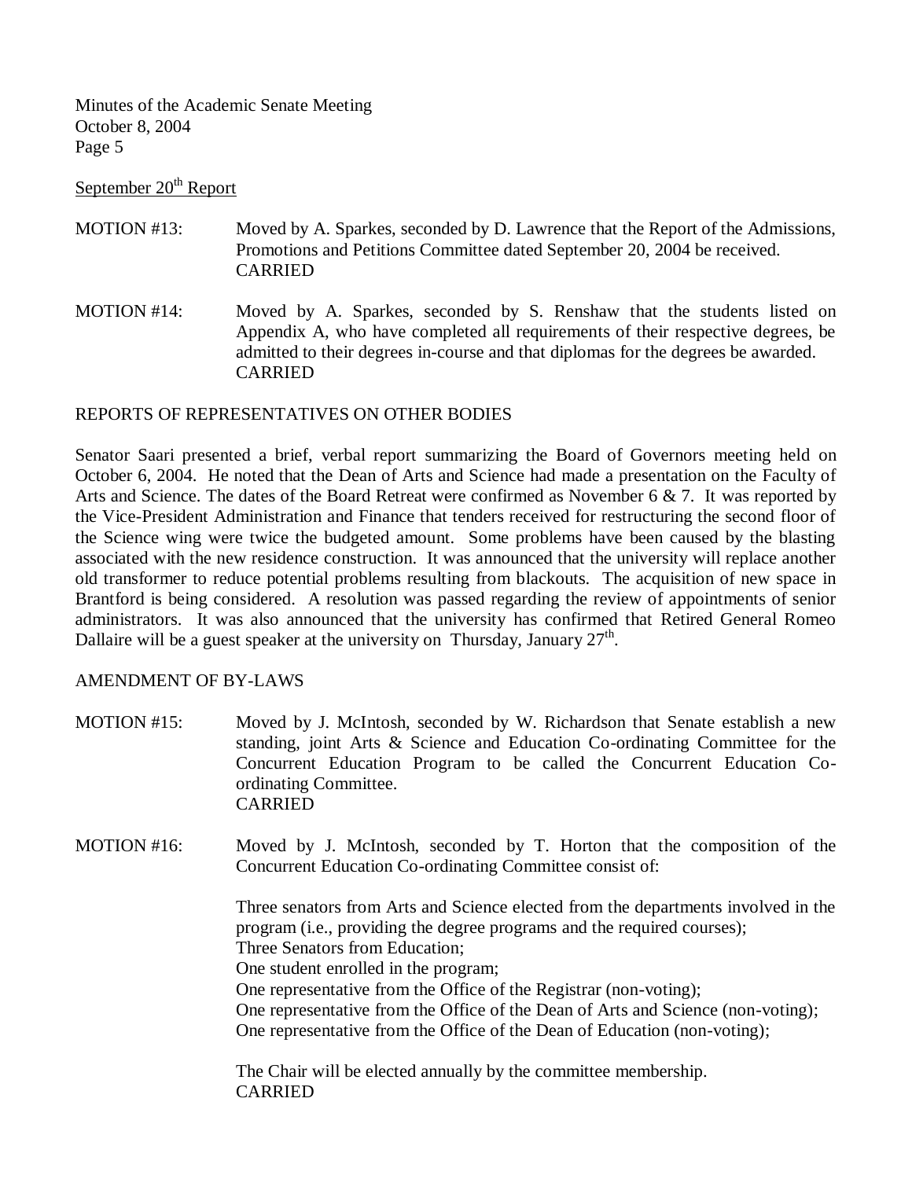September 20th Report

MOTION #13: Moved by A. Sparkes, seconded by D. Lawrence that the Report of the Admissions, Promotions and Petitions Committee dated September 20, 2004 be received.
CARRIED

MOTION #14: Moved by A. Sparkes, seconded by S. Renshaw that the students listed on Appendix A, who have completed all requirements of their respective degrees, be admitted to their degrees in-course and that diplomas for the degrees be awarded.
CARRIED

## REPORTS OF REPRESENTATIVES ON OTHER BODIES

Senator Saari presented a brief, verbal report summarizing the Board of Governors meeting held on October 6, 2004. He noted that the Dean of Arts and Science had made a presentation on the Faculty of Arts and Science. The dates of the Board Retreat were confirmed as November 6 & 7. It was reported by the Vice-President Administration and Finance that tenders received for restructuring the second floor of the Science wing were twice the budgeted amount. Some problems have been caused by the blasting associated with the new residence construction. It was announced that the university will replace another old transformer to reduce potential problems resulting from blackouts. The acquisition of new space in Brantford is being considered. A resolution was passed regarding the review of appointments of senior administrators. It was also announced that the university has confirmed that Retired General Romeo Dallaire will be a guest speaker at the university on Thursday, January 27th.

## AMENDMENT OF BY-LAWS

MOTION #15: Moved by J. McIntosh, seconded by W. Richardson that Senate establish a new standing, joint Arts & Science and Education Co-ordinating Committee for the Concurrent Education Program to be called the Concurrent Education Co-ordinating Committee.
CARRIED

MOTION #16: Moved by J. McIntosh, seconded by T. Horton that the composition of the Concurrent Education Co-ordinating Committee consist of:

Three senators from Arts and Science elected from the departments involved in the program (i.e., providing the degree programs and the required courses);
Three Senators from Education;
One student enrolled in the program;
One representative from the Office of the Registrar (non-voting);
One representative from the Office of the Dean of Arts and Science (non-voting);
One representative from the Office of the Dean of Education (non-voting);

The Chair will be elected annually by the committee membership.
CARRIED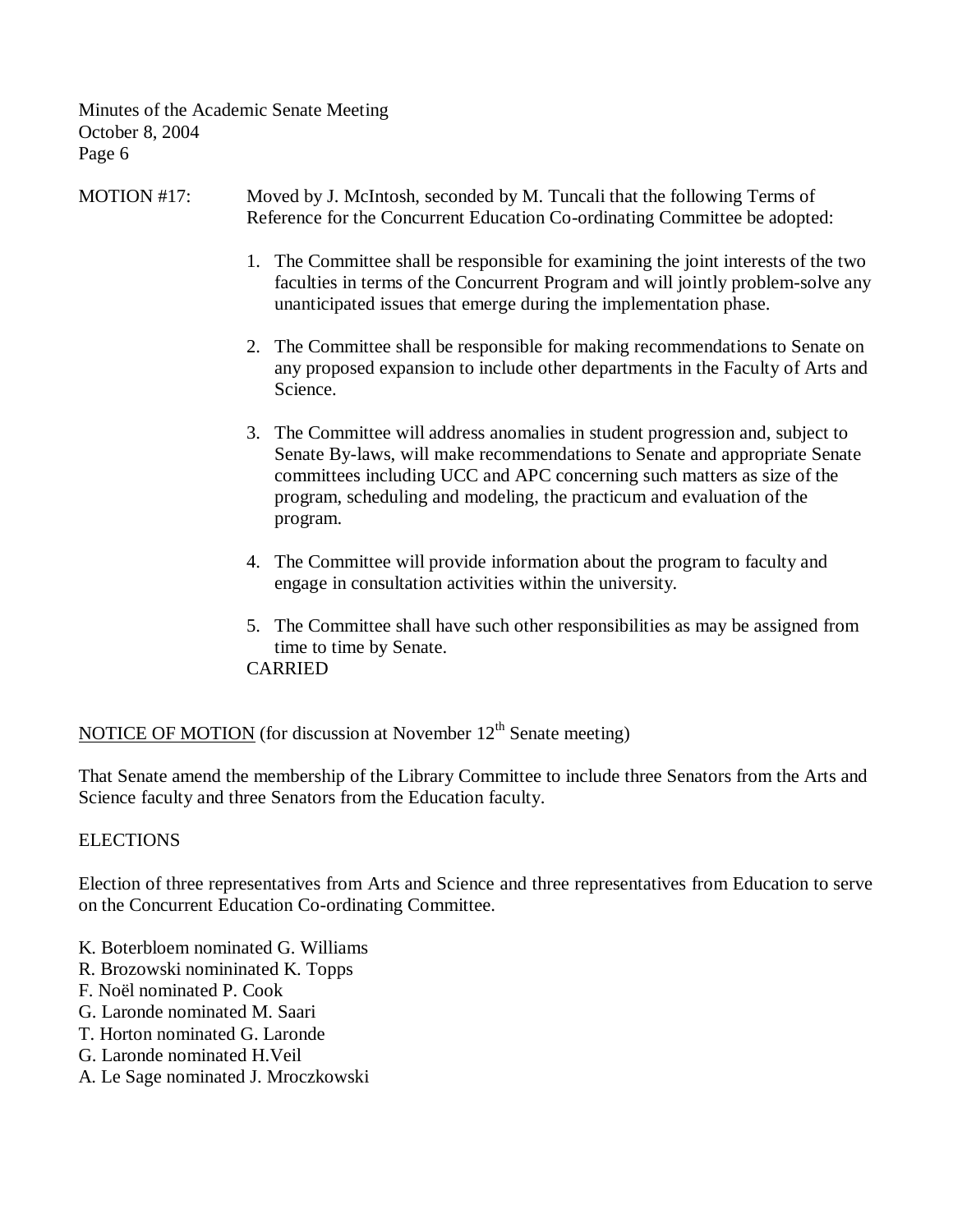MOTION #17: Moved by J. McIntosh, seconded by M. Tuncali that the following Terms of Reference for the Concurrent Education Co-ordinating Committee be adopted:

1. The Committee shall be responsible for examining the joint interests of the two faculties in terms of the Concurrent Program and will jointly problem-solve any unanticipated issues that emerge during the implementation phase.

2. The Committee shall be responsible for making recommendations to Senate on any proposed expansion to include other departments in the Faculty of Arts and Science.

3. The Committee will address anomalies in student progression and, subject to Senate By-laws, will make recommendations to Senate and appropriate Senate committees including UCC and APC concerning such matters as size of the program, scheduling and modeling, the practicum and evaluation of the program.

4. The Committee will provide information about the program to faculty and engage in consultation activities within the university.

5. The Committee shall have such other responsibilities as may be assigned from time to time by Senate.

CARRIED

NOTICE OF MOTION (for discussion at November 12th Senate meeting)

That Senate amend the membership of the Library Committee to include three Senators from the Arts and Science faculty and three Senators from the Education faculty.

ELECTIONS

Election of three representatives from Arts and Science and three representatives from Education to serve on the Concurrent Education Co-ordinating Committee.

K. Boterbloem nominated G. Williams
R. Brozowski nomininated K. Topps
F. Noël nominated P. Cook
G. Laronde nominated M. Saari
T. Horton nominated G. Laronde
G. Laronde nominated H.Veil
A. Le Sage nominated J. Mroczkowski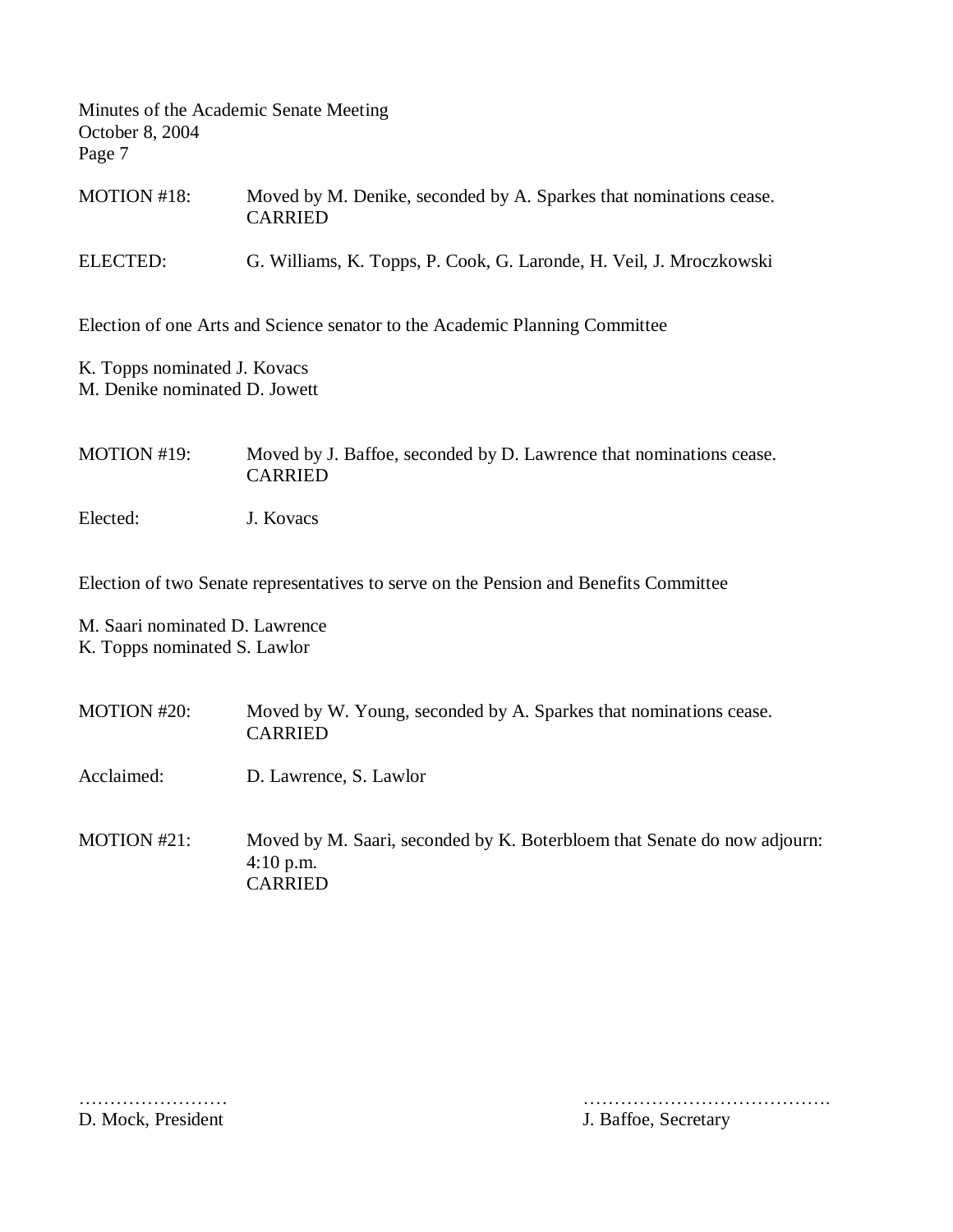MOTION #18: Moved by M. Denike, seconded by A. Sparkes that nominations cease.
CARRIED

ELECTED: G. Williams, K. Topps, P. Cook, G. Laronde, H. Veil, J. Mroczkowski

Election of one Arts and Science senator to the Academic Planning Committee

K. Topps nominated J. Kovacs
M. Denike nominated D. Jowett

MOTION #19: Moved by J. Baffoe, seconded by D. Lawrence that nominations cease.
CARRIED

Elected: J. Kovacs

Election of two Senate representatives to serve on the Pension and Benefits Committee

M. Saari nominated D. Lawrence
K. Topps nominated S. Lawlor

MOTION #20: Moved by W. Young, seconded by A. Sparkes that nominations cease.
CARRIED

Acclaimed: D. Lawrence, S. Lawlor

MOTION #21: Moved by M. Saari, seconded by K. Boterbloem that Senate do now adjourn:
4:10 p.m.
CARRIED

……………………
D. Mock, President

………………………………….
J. Baffoe, Secretary